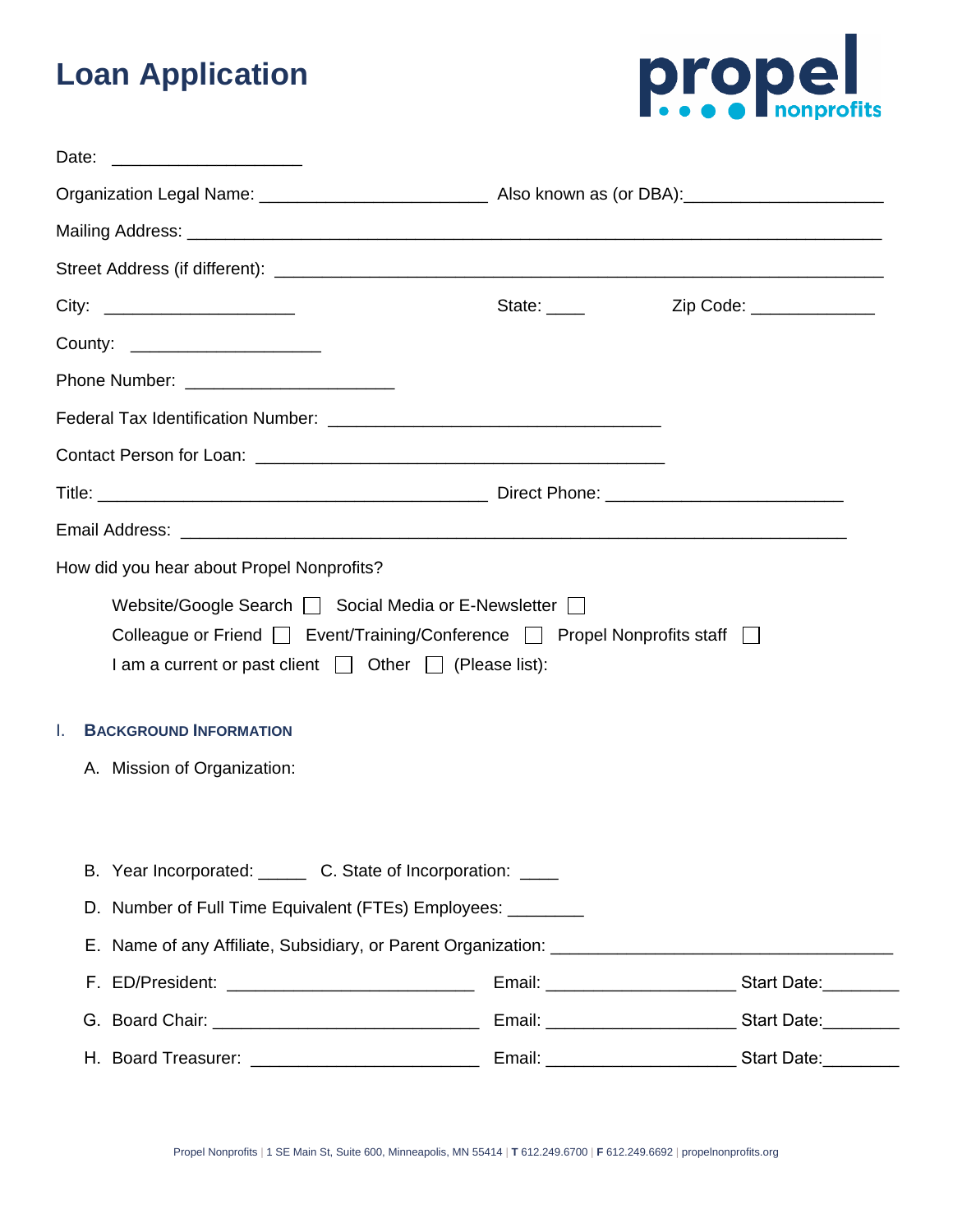# Loan Application

propel nonprofits

Date: ____________________

Organization Legal Name: _______________________ Also known as (or DBA):____________________

Mailing Address: ___________________________________________________________________

Street Address (if different): ____________________________________________________________

City: ____________________ State: ____ Zip Code: _____________

County: ____________________

Phone Number: ______________________

Federal Tax Identification Number: ___________________________________

Contact Person for Loan: ___________________________________________

Title: _________________________________________ Direct Phone: ________________________

Email Address: ______________________________________________________________________

How did you hear about Propel Nonprofits?

Website/Google Search ☐ Social Media or E-Newsletter ☐

Colleague or Friend ☐ Event/Training/Conference ☐ Propel Nonprofits staff ☐

I am a current or past client ☐ Other ☐ (Please list):

## I. Background Information

A. Mission of Organization:

B. Year Incorporated: _____ C. State of Incorporation: ____

D. Number of Full Time Equivalent (FTEs) Employees: ________

E. Name of any Affiliate, Subsidiary, or Parent Organization: ____________________________________

F. ED/President: __________________________ Email: ____________________ Start Date:________

G. Board Chair: ___________________________ Email: ____________________ Start Date:________

H. Board Treasurer: ________________________ Email: ____________________ Start Date:________

Propel Nonprofits | 1 SE Main St, Suite 600, Minneapolis, MN 55414 | T 612.249.6700 | F 612.249.6692 | propelnonprofits.org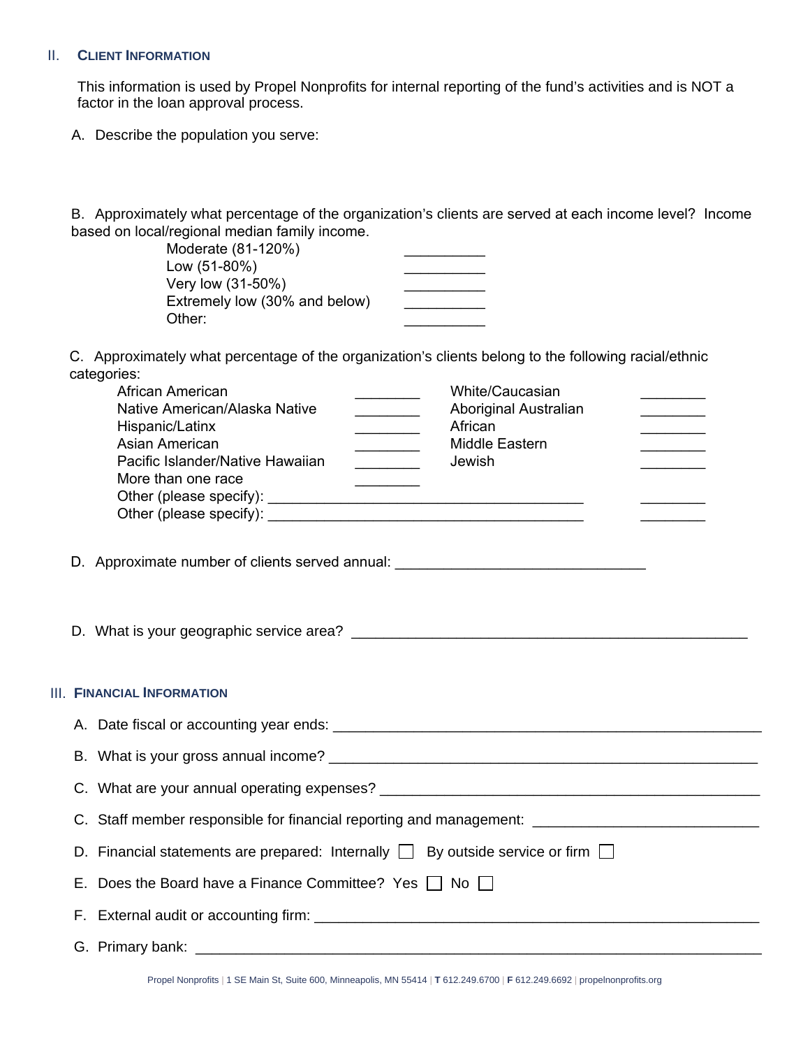## II. Client Information

This information is used by Propel Nonprofits for internal reporting of the fund's activities and is NOT a factor in the loan approval process.

A. Describe the population you serve:

B. Approximately what percentage of the organization's clients are served at each income level? Income based on local/regional median family income.

| Income level | Percentage |
|---|---|
| Moderate (81-120%) | __________ |
| Low (51-80%) | __________ |
| Very low (31-50%) | __________ |
| Extremely low (30% and below) | __________ |
| Other: | __________ |

C. Approximately what percentage of the organization's clients belong to the following racial/ethnic categories:

| Category | Percentage | Category | Percentage |
|---|---|---|---|
| African American | ________ | White/Caucasian | ________ |
| Native American/Alaska Native | ________ | Aboriginal Australian | ________ |
| Hispanic/Latinx | ________ | African | ________ |
| Asian American | ________ | Middle Eastern | ________ |
| Pacific Islander/Native Hawaiian | ________ | Jewish | ________ |
| More than one race | ________ | | |

Other (please specify): ________________________________________ ________

Other (please specify): ________________________________________ ________

D. Approximate number of clients served annual: ______________________________

D. What is your geographic service area? ________________________________________________

## III. Financial Information

A. Date fiscal or accounting year ends: ________________________________________________

B. What is your gross annual income? ________________________________________________

C. What are your annual operating expenses? ____________________________________________

C. Staff member responsible for financial reporting and management: __________________________

D. Financial statements are prepared: Internally ☐ By outside service or firm ☐

E. Does the Board have a Finance Committee? Yes ☐ No ☐

F. External audit or accounting firm: ________________________________________________

G. Primary bank: ________________________________________________________________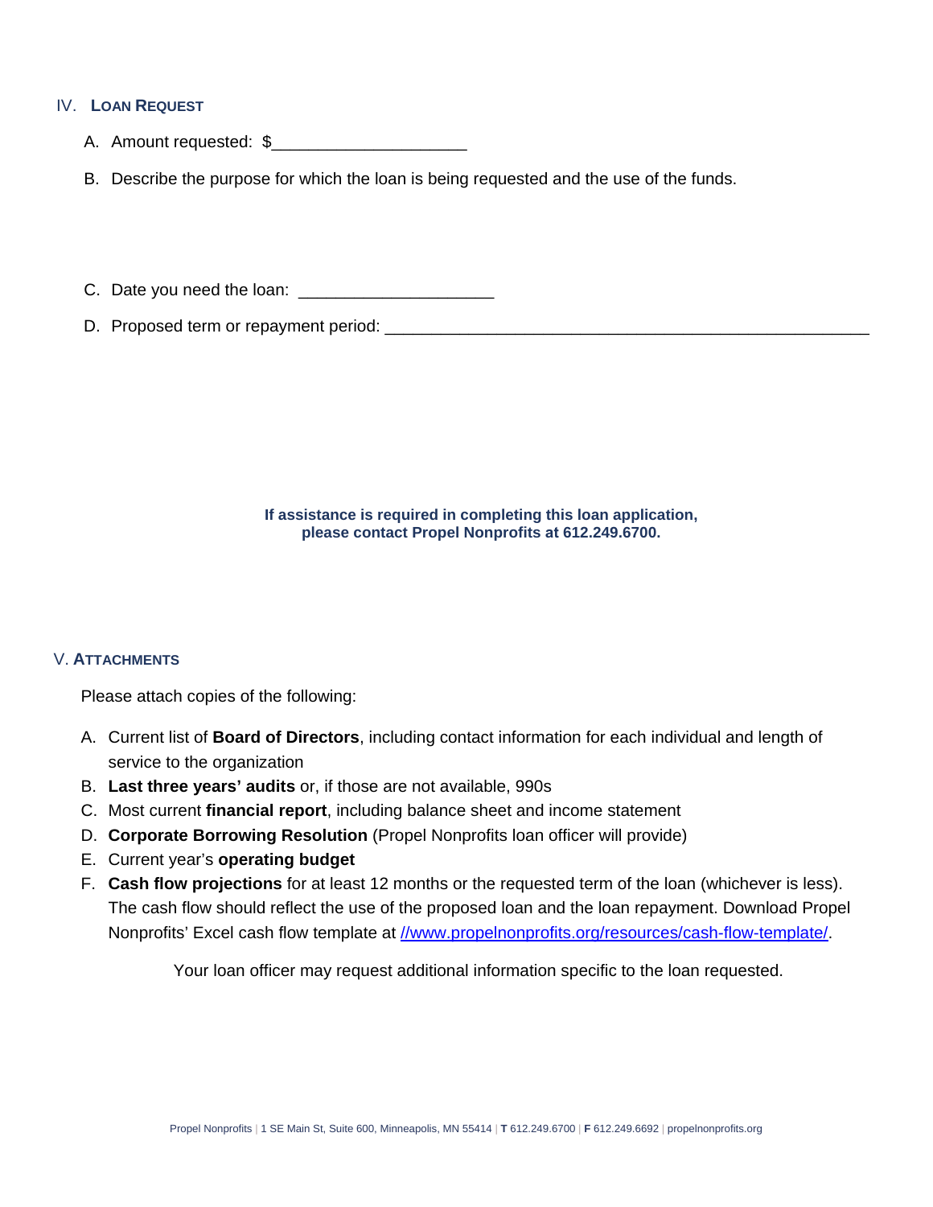## IV. Loan Request

A. Amount requested: $____________________

B. Describe the purpose for which the loan is being requested and the use of the funds.

C. Date you need the loan: ____________________

D. Proposed term or repayment period: ____________________________________________

**If assistance is required in completing this loan application, please contact Propel Nonprofits at 612.249.6700.**

## V. Attachments

Please attach copies of the following:

A. Current list of **Board of Directors**, including contact information for each individual and length of service to the organization
B. **Last three years' audits** or, if those are not available, 990s
C. Most current **financial report**, including balance sheet and income statement
D. **Corporate Borrowing Resolution** (Propel Nonprofits loan officer will provide)
E. Current year's **operating budget**
F. **Cash flow projections** for at least 12 months or the requested term of the loan (whichever is less). The cash flow should reflect the use of the proposed loan and the loan repayment. Download Propel Nonprofits' Excel cash flow template at [//www.propelnonprofits.org/resources/cash-flow-template/](//www.propelnonprofits.org/resources/cash-flow-template/).

Your loan officer may request additional information specific to the loan requested.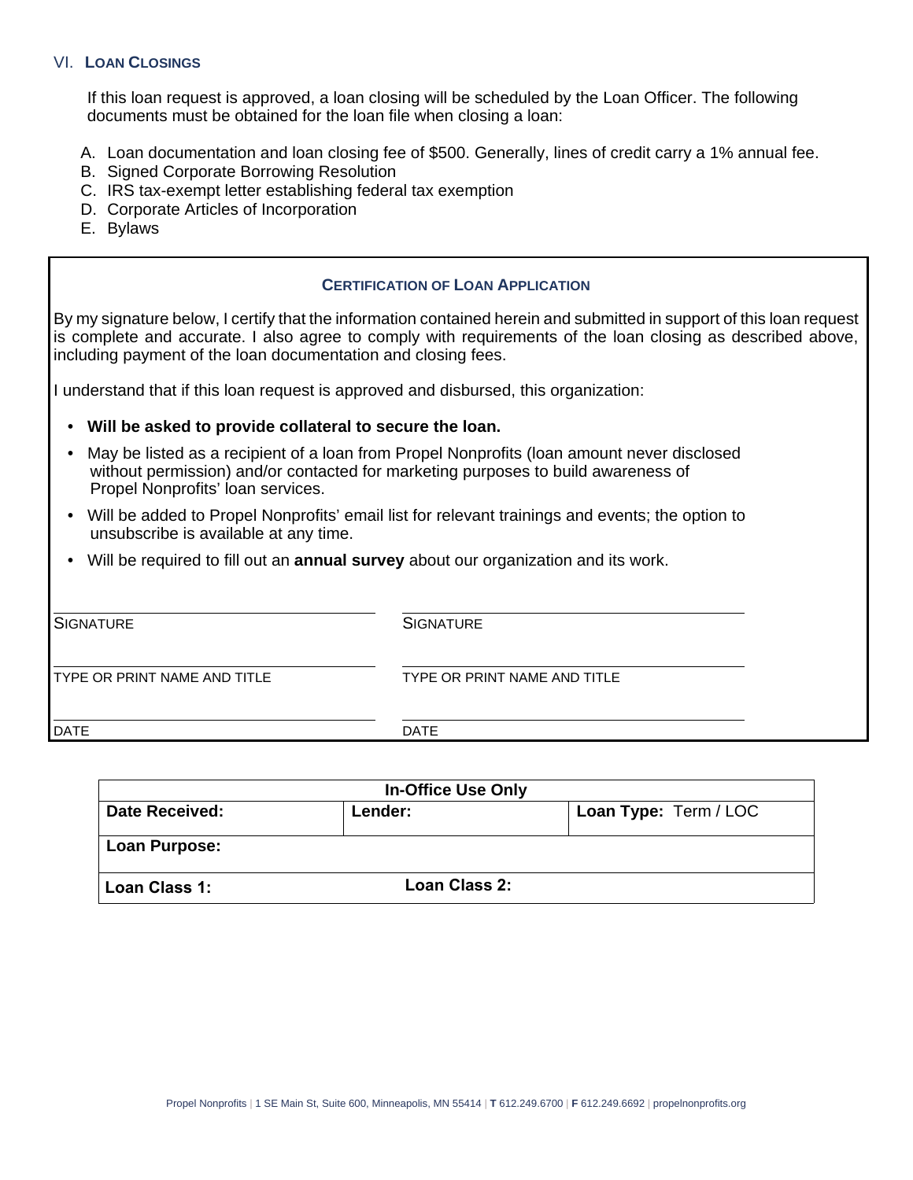## VI. Loan Closings

If this loan request is approved, a loan closing will be scheduled by the Loan Officer. The following documents must be obtained for the loan file when closing a loan:

A. Loan documentation and loan closing fee of $500. Generally, lines of credit carry a 1% annual fee.
B. Signed Corporate Borrowing Resolution
C. IRS tax-exempt letter establishing federal tax exemption
D. Corporate Articles of Incorporation
E. Bylaws

### Certification of Loan Application

By my signature below, I certify that the information contained herein and submitted in support of this loan request is complete and accurate. I also agree to comply with requirements of the loan closing as described above, including payment of the loan documentation and closing fees.

I understand that if this loan request is approved and disbursed, this organization:

- **Will be asked to provide collateral to secure the loan.**
- May be listed as a recipient of a loan from Propel Nonprofits (loan amount never disclosed without permission) and/or contacted for marketing purposes to build awareness of Propel Nonprofits' loan services.
- Will be added to Propel Nonprofits' email list for relevant trainings and events; the option to unsubscribe is available at any time.
- Will be required to fill out an **annual survey** about our organization and its work.

| | |
|---|---|
| SIGNATURE | SIGNATURE |
| TYPE OR PRINT NAME AND TITLE | TYPE OR PRINT NAME AND TITLE |
| DATE | DATE |

| In-Office Use Only | | |
|---|---|---|
| **Date Received:** | **Lender:** | **Loan Type:** Term / LOC |
| **Loan Purpose:** | | |
| **Loan Class 1:** | **Loan Class 2:** | |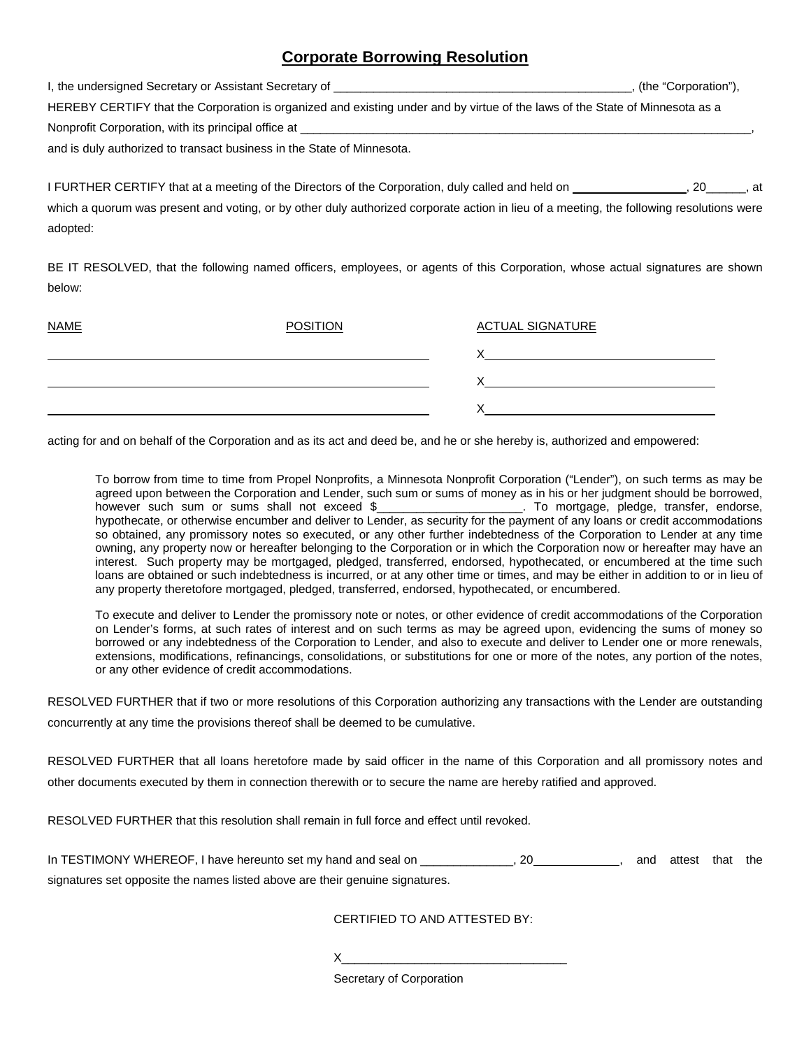## Corporate Borrowing Resolution

I, the undersigned Secretary or Assistant Secretary of _______________________________________________, (the "Corporation"), HEREBY CERTIFY that the Corporation is organized and existing under and by virtue of the laws of the State of Minnesota as a Nonprofit Corporation, with its principal office at ________________________________________________________________________, and is duly authorized to transact business in the State of Minnesota.

I FURTHER CERTIFY that at a meeting of the Directors of the Corporation, duly called and held on _________________, 20______, at which a quorum was present and voting, or by other duly authorized corporate action in lieu of a meeting, the following resolutions were adopted:

BE IT RESOLVED, that the following named officers, employees, or agents of this Corporation, whose actual signatures are shown below:

| NAME | POSITION | ACTUAL SIGNATURE |
| --- | --- | --- |
| | | X |
| | | X |
| | | X |

acting for and on behalf of the Corporation and as its act and deed be, and he or she hereby is, authorized and empowered:

> To borrow from time to time from Propel Nonprofits, a Minnesota Nonprofit Corporation ("Lender"), on such terms as may be agreed upon between the Corporation and Lender, such sum or sums of money as in his or her judgment should be borrowed, however such sum or sums shall not exceed $______________________. To mortgage, pledge, transfer, endorse, hypothecate, or otherwise encumber and deliver to Lender, as security for the payment of any loans or credit accommodations so obtained, any promissory notes so executed, or any other further indebtedness of the Corporation to Lender at any time owning, any property now or hereafter belonging to the Corporation or in which the Corporation now or hereafter may have an interest. Such property may be mortgaged, pledged, transferred, endorsed, hypothecated, or encumbered at the time such loans are obtained or such indebtedness is incurred, or at any other time or times, and may be either in addition to or in lieu of any property theretofore mortgaged, pledged, transferred, endorsed, hypothecated, or encumbered.
>
> To execute and deliver to Lender the promissory note or notes, or other evidence of credit accommodations of the Corporation on Lender's forms, at such rates of interest and on such terms as may be agreed upon, evidencing the sums of money so borrowed or any indebtedness of the Corporation to Lender, and also to execute and deliver to Lender one or more renewals, extensions, modifications, refinancings, consolidations, or substitutions for one or more of the notes, any portion of the notes, or any other evidence of credit accommodations.

RESOLVED FURTHER that if two or more resolutions of this Corporation authorizing any transactions with the Lender are outstanding concurrently at any time the provisions thereof shall be deemed to be cumulative.

RESOLVED FURTHER that all loans heretofore made by said officer in the name of this Corporation and all promissory notes and other documents executed by them in connection therewith or to secure the name are hereby ratified and approved.

RESOLVED FURTHER that this resolution shall remain in full force and effect until revoked.

In TESTIMONY WHEREOF, I have hereunto set my hand and seal on ______________, 20_____________, and attest that the signatures set opposite the names listed above are their genuine signatures.

CERTIFIED TO AND ATTESTED BY:

X_________________________________

Secretary of Corporation